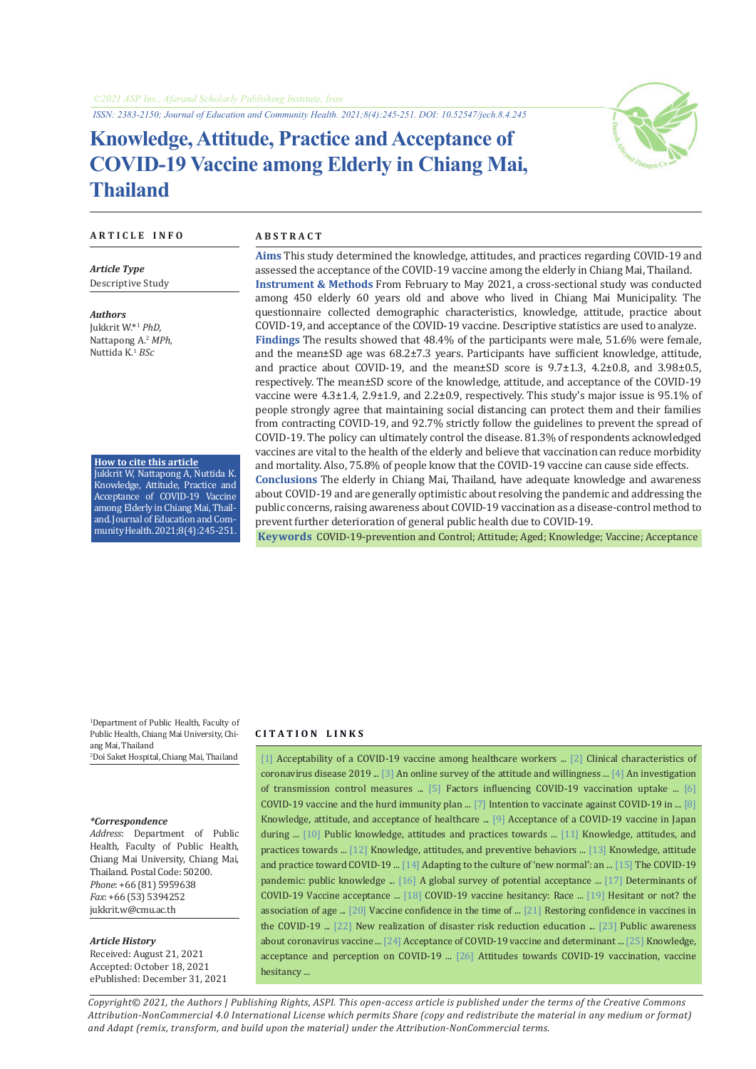# Knowledge, Attitude, Practice and Acceptance of COVID-19 Vaccine among Elderly in Chiang Mai, Thailand

## ARTICLE INFO

***Article Type***

Descriptive Study

***Authors***

Jukkrit W.*[1] *PhD,*
Nattapong A.[2] *MPh,*
Nuttida K.[1] *BSc*

**How to cite this article**
Jukkrit W, Nattapong A, Nuttida K. Knowledge, Attitude, Practice and Acceptance of COVID-19 Vaccine among Elderly in Chiang Mai, Thailand. Journal of Education and Community Health. 2021;8(4):245-251.

[1]Department of Public Health, Faculty of Public Health, Chiang Mai University, Chiang Mai, Thailand
[2]Doi Saket Hospital, Chiang Mai, Thailand

***\*Correspondence***

*Address*: Department of Public Health, Faculty of Public Health, Chiang Mai University, Chiang Mai, Thailand. Postal Code: 50200.
*Phone*: +66 (81) 5959638
*Fax*: +66 (53) 5394252
jukkrit.w@cmu.ac.th

***Article History***

Received: August 21, 2021
Accepted: October 18, 2021
ePublished: December 31, 2021

## ABSTRACT

**Aims** This study determined the knowledge, attitudes, and practices regarding COVID-19 and assessed the acceptance of the COVID-19 vaccine among the elderly in Chiang Mai, Thailand.

**Instrument & Methods** From February to May 2021, a cross-sectional study was conducted among 450 elderly 60 years old and above who lived in Chiang Mai Municipality. The questionnaire collected demographic characteristics, knowledge, attitude, practice about COVID-19, and acceptance of the COVID-19 vaccine. Descriptive statistics are used to analyze.

**Findings** The results showed that 48.4% of the participants were male, 51.6% were female, and the mean±SD age was 68.2±7.3 years. Participants have sufficient knowledge, attitude, and practice about COVID-19, and the mean±SD score is 9.7±1.3, 4.2±0.8, and 3.98±0.5, respectively. The mean±SD score of the knowledge, attitude, and acceptance of the COVID-19 vaccine were 4.3±1.4, 2.9±1.9, and 2.2±0.9, respectively. This study's major issue is 95.1% of people strongly agree that maintaining social distancing can protect them and their families from contracting COVID-19, and 92.7% strictly follow the guidelines to prevent the spread of COVID-19. The policy can ultimately control the disease. 81.3% of respondents acknowledged vaccines are vital to the health of the elderly and believe that vaccination can reduce morbidity and mortality. Also, 75.8% of people know that the COVID-19 vaccine can cause side effects.

**Conclusions** The elderly in Chiang Mai, Thailand, have adequate knowledge and awareness about COVID-19 and are generally optimistic about resolving the pandemic and addressing the public concerns, raising awareness about COVID-19 vaccination as a disease-control method to prevent further deterioration of general public health due to COVID-19.

**Keywords** COVID-19-prevention and Control; Attitude; Aged; Knowledge; Vaccine; Acceptance

## CITATION LINKS

[1] Acceptability of a COVID-19 vaccine among healthcare workers ... [2] Clinical characteristics of coronavirus disease 2019 ... [3] An online survey of the attitude and willingness ... [4] An investigation of transmission control measures ... [5] Factors influencing COVID-19 vaccination uptake ... [6] COVID-19 vaccine and the hurd immunity plan ... [7] Intention to vaccinate against COVID-19 in ... [8] Knowledge, attitude, and acceptance of healthcare ... [9] Acceptance of a COVID-19 vaccine in Japan during ... [10] Public knowledge, attitudes and practices towards ... [11] Knowledge, attitudes, and practices towards ... [12] Knowledge, attitudes, and preventive behaviors ... [13] Knowledge, attitude and practice toward COVID-19 ... [14] Adapting to the culture of 'new normal': an ... [15] The COVID-19 pandemic: public knowledge ... [16] A global survey of potential acceptance ... [17] Determinants of COVID-19 Vaccine acceptance ... [18] COVID-19 vaccine hesitancy: Race ... [19] Hesitant or not? the association of age ... [20] Vaccine confidence in the time of ... [21] Restoring confidence in vaccines in the COVID-19 ... [22] New realization of disaster risk reduction education ... [23] Public awareness about coronavirus vaccine ... [24] Acceptance of COVID-19 vaccine and determinant ... [25] Knowledge, acceptance and perception on COVID-19 ... [26] Attitudes towards COVID-19 vaccination, vaccine hesitancy ...

*Copyright© 2021, the Authors | Publishing Rights, ASPI. This open-access article is published under the terms of the Creative Commons Attribution-NonCommercial 4.0 International License which permits Share (copy and redistribute the material in any medium or format) and Adapt (remix, transform, and build upon the material) under the Attribution-NonCommercial terms.*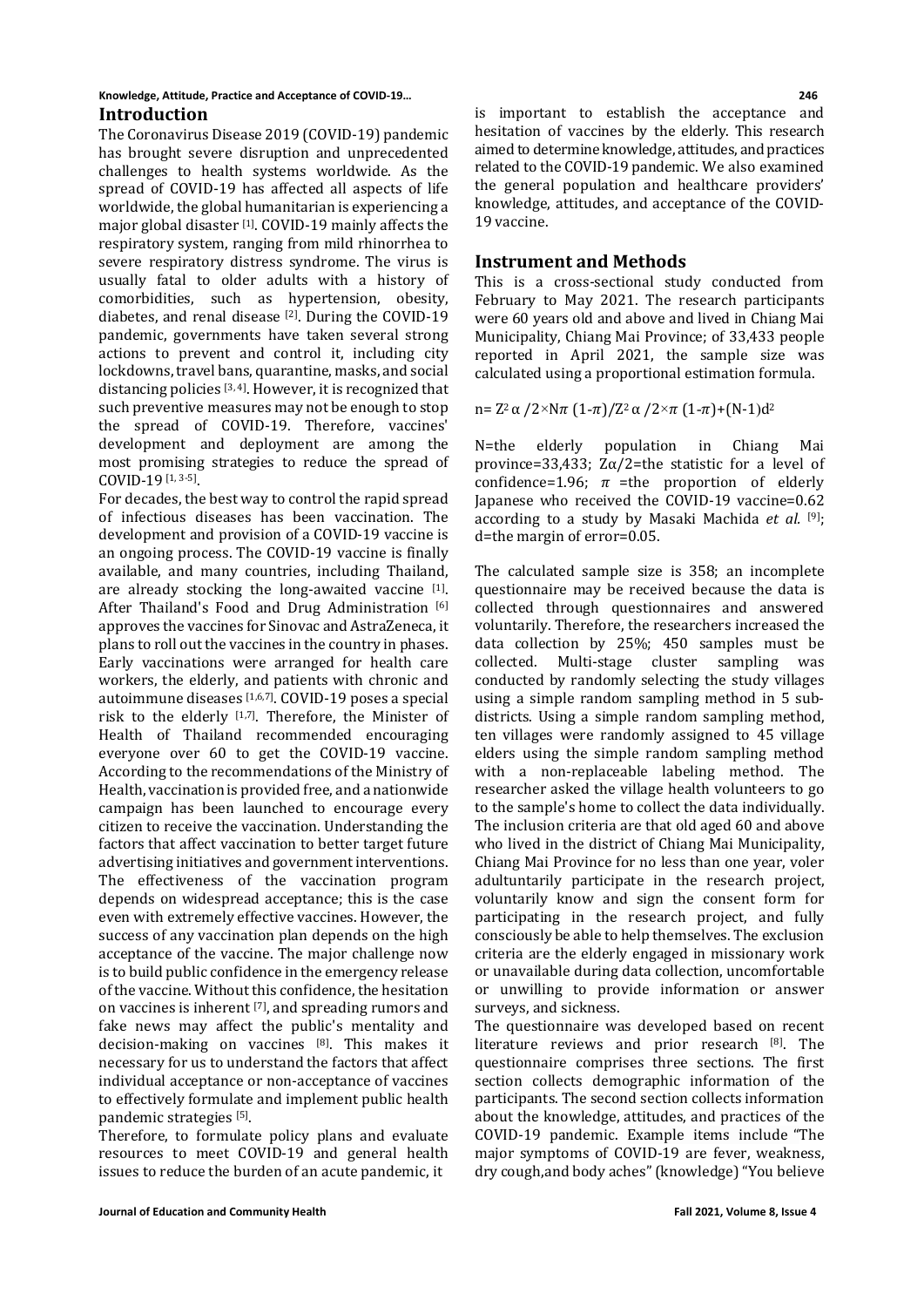## Introduction

The Coronavirus Disease 2019 (COVID-19) pandemic has brought severe disruption and unprecedented challenges to health systems worldwide. As the spread of COVID-19 has affected all aspects of life worldwide, the global humanitarian is experiencing a major global disaster [1]. COVID-19 mainly affects the respiratory system, ranging from mild rhinorrhea to severe respiratory distress syndrome. The virus is usually fatal to older adults with a history of comorbidities, such as hypertension, obesity, diabetes, and renal disease [2]. During the COVID-19 pandemic, governments have taken several strong actions to prevent and control it, including city lockdowns, travel bans, quarantine, masks, and social distancing policies [3, 4]. However, it is recognized that such preventive measures may not be enough to stop the spread of COVID-19. Therefore, vaccines' development and deployment are among the most promising strategies to reduce the spread of COVID-19 [1, 3-5].

For decades, the best way to control the rapid spread of infectious diseases has been vaccination. The development and provision of a COVID-19 vaccine is an ongoing process. The COVID-19 vaccine is finally available, and many countries, including Thailand, are already stocking the long-awaited vaccine [1]. After Thailand's Food and Drug Administration [6] approves the vaccines for Sinovac and AstraZeneca, it plans to roll out the vaccines in the country in phases. Early vaccinations were arranged for health care workers, the elderly, and patients with chronic and autoimmune diseases [1,6,7]. COVID-19 poses a special risk to the elderly [1,7]. Therefore, the Minister of Health of Thailand recommended encouraging everyone over 60 to get the COVID-19 vaccine. According to the recommendations of the Ministry of Health, vaccination is provided free, and a nationwide campaign has been launched to encourage every citizen to receive the vaccination. Understanding the factors that affect vaccination to better target future advertising initiatives and government interventions. The effectiveness of the vaccination program depends on widespread acceptance; this is the case even with extremely effective vaccines. However, the success of any vaccination plan depends on the high acceptance of the vaccine. The major challenge now is to build public confidence in the emergency release of the vaccine. Without this confidence, the hesitation on vaccines is inherent [7], and spreading rumors and fake news may affect the public's mentality and decision-making on vaccines [8]. This makes it necessary for us to understand the factors that affect individual acceptance or non-acceptance of vaccines to effectively formulate and implement public health pandemic strategies [5].

Therefore, to formulate policy plans and evaluate resources to meet COVID-19 and general health issues to reduce the burden of an acute pandemic, it is important to establish the acceptance and hesitation of vaccines by the elderly. This research aimed to determine knowledge, attitudes, and practices related to the COVID-19 pandemic. We also examined the general population and healthcare providers' knowledge, attitudes, and acceptance of the COVID-19 vaccine.

## Instrument and Methods

This is a cross-sectional study conducted from February to May 2021. The research participants were 60 years old and above and lived in Chiang Mai Municipality, Chiang Mai Province; of 33,433 people reported in April 2021, the sample size was calculated using a proportional estimation formula.

$$n = Z^2{\alpha/2} \times N\pi(1-\pi) / Z^2{\alpha/2} \times \pi(1-\pi) + (N-1)d^2$$

N=the elderly population in Chiang Mai province=33,433; $Z\alpha/2$=the statistic for a level of confidence=1.96; $\pi$ =the proportion of elderly Japanese who received the COVID-19 vaccine=0.62 according to a study by Masaki Machida *et al.* [9]; d=the margin of error=0.05.

The calculated sample size is 358; an incomplete questionnaire may be received because the data is collected through questionnaires and answered voluntarily. Therefore, the researchers increased the data collection by 25%; 450 samples must be collected. Multi-stage cluster sampling was conducted by randomly selecting the study villages using a simple random sampling method in 5 sub-districts. Using a simple random sampling method, ten villages were randomly assigned to 45 village elders using the simple random sampling method with a non-replaceable labeling method. The researcher asked the village health volunteers to go to the sample's home to collect the data individually. The inclusion criteria are that old aged 60 and above who lived in the district of Chiang Mai Municipality, Chiang Mai Province for no less than one year, voler adultuntarily participate in the research project, voluntarily know and sign the consent form for participating in the research project, and fully consciously be able to help themselves. The exclusion criteria are the elderly engaged in missionary work or unavailable during data collection, uncomfortable or unwilling to provide information or answer surveys, and sickness.

The questionnaire was developed based on recent literature reviews and prior research [8]. The questionnaire comprises three sections. The first section collects demographic information of the participants. The second section collects information about the knowledge, attitudes, and practices of the COVID-19 pandemic. Example items include "The major symptoms of COVID-19 are fever, weakness, dry cough,and body aches" (knowledge) "You believe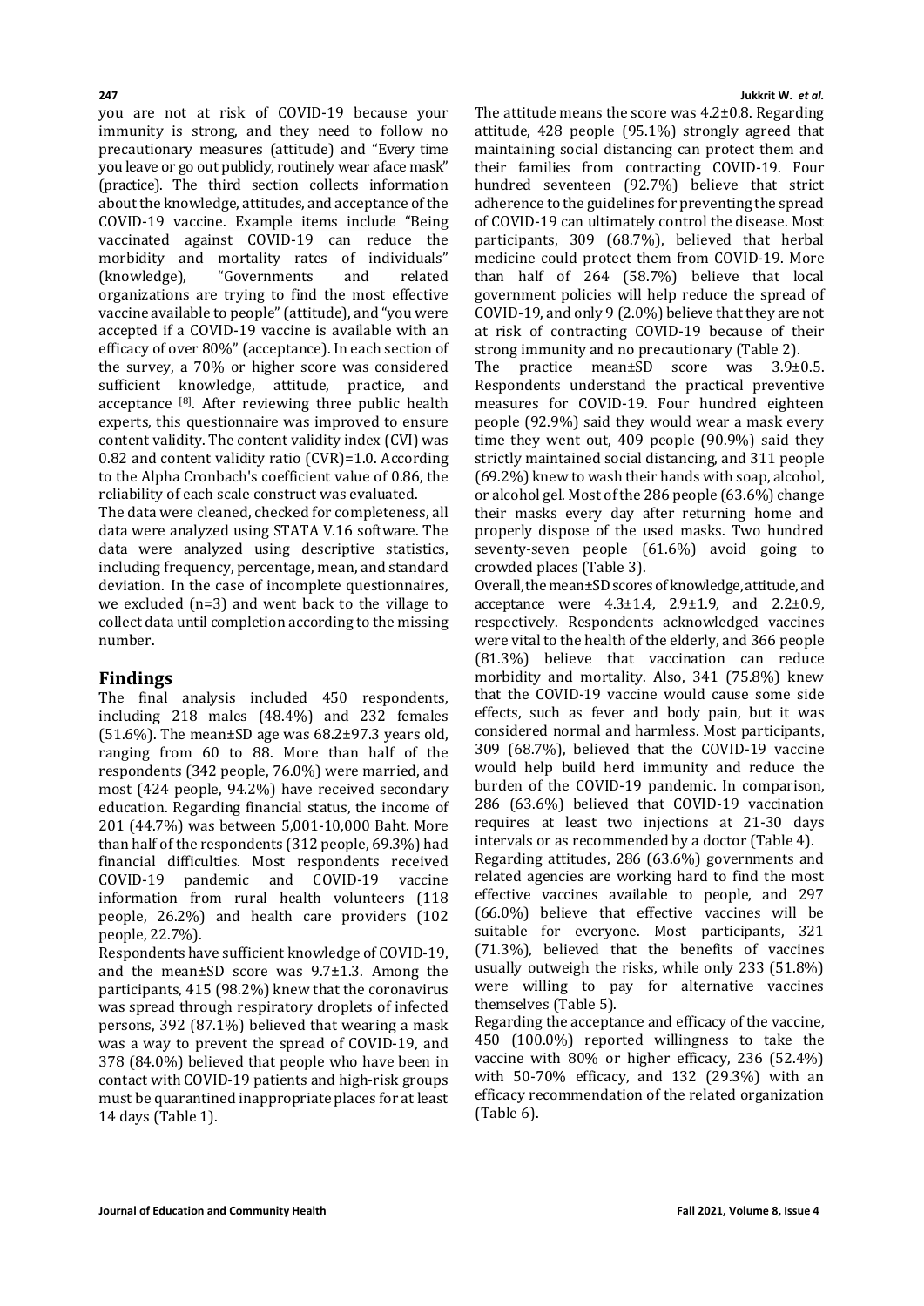you are not at risk of COVID-19 because your immunity is strong, and they need to follow no precautionary measures (attitude) and "Every time you leave or go out publicly, routinely wear aface mask" (practice). The third section collects information about the knowledge, attitudes, and acceptance of the COVID-19 vaccine. Example items include "Being vaccinated against COVID-19 can reduce the morbidity and mortality rates of individuals" (knowledge), "Governments and related organizations are trying to find the most effective vaccine available to people" (attitude), and "you were accepted if a COVID-19 vaccine is available with an efficacy of over 80%" (acceptance). In each section of the survey, a 70% or higher score was considered sufficient knowledge, attitude, practice, and acceptance [8]. After reviewing three public health experts, this questionnaire was improved to ensure content validity. The content validity index (CVI) was 0.82 and content validity ratio (CVR)=1.0. According to the Alpha Cronbach's coefficient value of 0.86, the reliability of each scale construct was evaluated.

The data were cleaned, checked for completeness, all data were analyzed using STATA V.16 software. The data were analyzed using descriptive statistics, including frequency, percentage, mean, and standard deviation. In the case of incomplete questionnaires, we excluded (n=3) and went back to the village to collect data until completion according to the missing number.

## Findings

The final analysis included 450 respondents, including 218 males (48.4%) and 232 females (51.6%). The mean±SD age was 68.2±97.3 years old, ranging from 60 to 88. More than half of the respondents (342 people, 76.0%) were married, and most (424 people, 94.2%) have received secondary education. Regarding financial status, the income of 201 (44.7%) was between 5,001-10,000 Baht. More than half of the respondents (312 people, 69.3%) had financial difficulties. Most respondents received COVID-19 pandemic and COVID-19 vaccine information from rural health volunteers (118 people, 26.2%) and health care providers (102 people, 22.7%).

Respondents have sufficient knowledge of COVID-19, and the mean±SD score was 9.7±1.3. Among the participants, 415 (98.2%) knew that the coronavirus was spread through respiratory droplets of infected persons, 392 (87.1%) believed that wearing a mask was a way to prevent the spread of COVID-19, and 378 (84.0%) believed that people who have been in contact with COVID-19 patients and high-risk groups must be quarantined inappropriate places for at least 14 days (Table 1).

The attitude means the score was 4.2±0.8. Regarding attitude, 428 people (95.1%) strongly agreed that maintaining social distancing can protect them and their families from contracting COVID-19. Four hundred seventeen (92.7%) believe that strict adherence to the guidelines for preventing the spread of COVID-19 can ultimately control the disease. Most participants, 309 (68.7%), believed that herbal medicine could protect them from COVID-19. More than half of 264 (58.7%) believe that local government policies will help reduce the spread of COVID-19, and only 9 (2.0%) believe that they are not at risk of contracting COVID-19 because of their strong immunity and no precautionary (Table 2).

The practice mean±SD score was 3.9±0.5. Respondents understand the practical preventive measures for COVID-19. Four hundred eighteen people (92.9%) said they would wear a mask every time they went out, 409 people (90.9%) said they strictly maintained social distancing, and 311 people (69.2%) knew to wash their hands with soap, alcohol, or alcohol gel. Most of the 286 people (63.6%) change their masks every day after returning home and properly dispose of the used masks. Two hundred seventy-seven people (61.6%) avoid going to crowded places (Table 3).

Overall, the mean±SD scores of knowledge, attitude, and acceptance were 4.3±1.4, 2.9±1.9, and 2.2±0.9, respectively. Respondents acknowledged vaccines were vital to the health of the elderly, and 366 people (81.3%) believe that vaccination can reduce morbidity and mortality. Also, 341 (75.8%) knew that the COVID-19 vaccine would cause some side effects, such as fever and body pain, but it was considered normal and harmless. Most participants, 309 (68.7%), believed that the COVID-19 vaccine would help build herd immunity and reduce the burden of the COVID-19 pandemic. In comparison, 286 (63.6%) believed that COVID-19 vaccination requires at least two injections at 21-30 days intervals or as recommended by a doctor (Table 4).

Regarding attitudes, 286 (63.6%) governments and related agencies are working hard to find the most effective vaccines available to people, and 297 (66.0%) believe that effective vaccines will be suitable for everyone. Most participants, 321 (71.3%), believed that the benefits of vaccines usually outweigh the risks, while only 233 (51.8%) were willing to pay for alternative vaccines themselves (Table 5).

Regarding the acceptance and efficacy of the vaccine, 450 (100.0%) reported willingness to take the vaccine with 80% or higher efficacy, 236 (52.4%) with 50-70% efficacy, and 132 (29.3%) with an efficacy recommendation of the related organization (Table 6).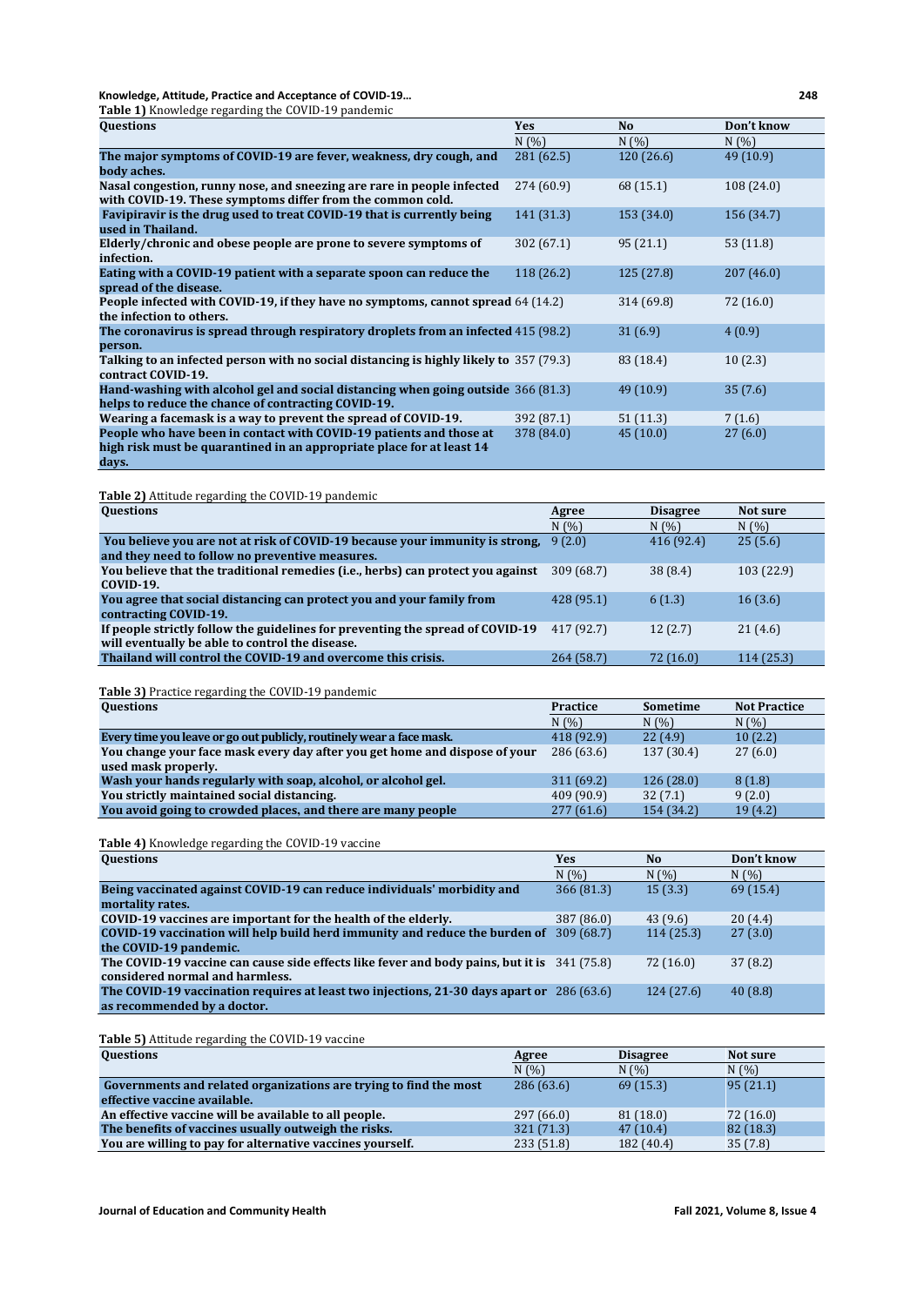**Table 1)** Knowledge regarding the COVID-19 pandemic

| Questions | Yes | No | Don't know |
|---|---|---|---|
| | N (%) | N (%) | N (%) |
| **The major symptoms of COVID-19 are fever, weakness, dry cough, and body aches.** | 281 (62.5) | 120 (26.6) | 49 (10.9) |
| **Nasal congestion, runny nose, and sneezing are rare in people infected with COVID-19. These symptoms differ from the common cold.** | 274 (60.9) | 68 (15.1) | 108 (24.0) |
| **Favipiravir is the drug used to treat COVID-19 that is currently being used in Thailand.** | 141 (31.3) | 153 (34.0) | 156 (34.7) |
| **Elderly/chronic and obese people are prone to severe symptoms of infection.** | 302 (67.1) | 95 (21.1) | 53 (11.8) |
| **Eating with a COVID-19 patient with a separate spoon can reduce the spread of the disease.** | 118 (26.2) | 125 (27.8) | 207 (46.0) |
| **People infected with COVID-19, if they have no symptoms, cannot spread the infection to others.** | 64 (14.2) | 314 (69.8) | 72 (16.0) |
| **The coronavirus is spread through respiratory droplets from an infected person.** | 415 (98.2) | 31 (6.9) | 4 (0.9) |
| **Talking to an infected person with no social distancing is highly likely to contract COVID-19.** | 357 (79.3) | 83 (18.4) | 10 (2.3) |
| **Hand-washing with alcohol gel and social distancing when going outside helps to reduce the chance of contracting COVID-19.** | 366 (81.3) | 49 (10.9) | 35 (7.6) |
| **Wearing a facemask is a way to prevent the spread of COVID-19.** | 392 (87.1) | 51 (11.3) | 7 (1.6) |
| **People who have been in contact with COVID-19 patients and those at high risk must be quarantined in an appropriate place for at least 14 days.** | 378 (84.0) | 45 (10.0) | 27 (6.0) |

**Table 2)** Attitude regarding the COVID-19 pandemic

| Questions | Agree | Disagree | Not sure |
|---|---|---|---|
| | N (%) | N (%) | N (%) |
| **You believe you are not at risk of COVID-19 because your immunity is strong, and they need to follow no preventive measures.** | 9 (2.0) | 416 (92.4) | 25 (5.6) |
| **You believe that the traditional remedies (i.e., herbs) can protect you against COVID-19.** | 309 (68.7) | 38 (8.4) | 103 (22.9) |
| **You agree that social distancing can protect you and your family from contracting COVID-19.** | 428 (95.1) | 6 (1.3) | 16 (3.6) |
| **If people strictly follow the guidelines for preventing the spread of COVID-19 will eventually be able to control the disease.** | 417 (92.7) | 12 (2.7) | 21 (4.6) |
| **Thailand will control the COVID-19 and overcome this crisis.** | 264 (58.7) | 72 (16.0) | 114 (25.3) |

**Table 3)** Practice regarding the COVID-19 pandemic

| Questions | Practice | Sometime | Not Practice |
|---|---|---|---|
| | N (%) | N (%) | N (%) |
| **Every time you leave or go out publicly, routinely wear a face mask.** | 418 (92.9) | 22 (4.9) | 10 (2.2) |
| **You change your face mask every day after you get home and dispose of your used mask properly.** | 286 (63.6) | 137 (30.4) | 27 (6.0) |
| **Wash your hands regularly with soap, alcohol, or alcohol gel.** | 311 (69.2) | 126 (28.0) | 8 (1.8) |
| **You strictly maintained social distancing.** | 409 (90.9) | 32 (7.1) | 9 (2.0) |
| **You avoid going to crowded places, and there are many people** | 277 (61.6) | 154 (34.2) | 19 (4.2) |

**Table 4)** Knowledge regarding the COVID-19 vaccine

| Questions | Yes | No | Don't know |
|---|---|---|---|
| | N (%) | N (%) | N (%) |
| **Being vaccinated against COVID-19 can reduce individuals' morbidity and mortality rates.** | 366 (81.3) | 15 (3.3) | 69 (15.4) |
| **COVID-19 vaccines are important for the health of the elderly.** | 387 (86.0) | 43 (9.6) | 20 (4.4) |
| **COVID-19 vaccination will help build herd immunity and reduce the burden of the COVID-19 pandemic.** | 309 (68.7) | 114 (25.3) | 27 (3.0) |
| **The COVID-19 vaccine can cause side effects like fever and body pains, but it is considered normal and harmless.** | 341 (75.8) | 72 (16.0) | 37 (8.2) |
| **The COVID-19 vaccination requires at least two injections, 21-30 days apart or as recommended by a doctor.** | 286 (63.6) | 124 (27.6) | 40 (8.8) |

**Table 5)** Attitude regarding the COVID-19 vaccine

| Questions | Agree | Disagree | Not sure |
|---|---|---|---|
| | N (%) | N (%) | N (%) |
| **Governments and related organizations are trying to find the most effective vaccine available.** | 286 (63.6) | 69 (15.3) | 95 (21.1) |
| **An effective vaccine will be available to all people.** | 297 (66.0) | 81 (18.0) | 72 (16.0) |
| **The benefits of vaccines usually outweigh the risks.** | 321 (71.3) | 47 (10.4) | 82 (18.3) |
| **You are willing to pay for alternative vaccines yourself.** | 233 (51.8) | 182 (40.4) | 35 (7.8) |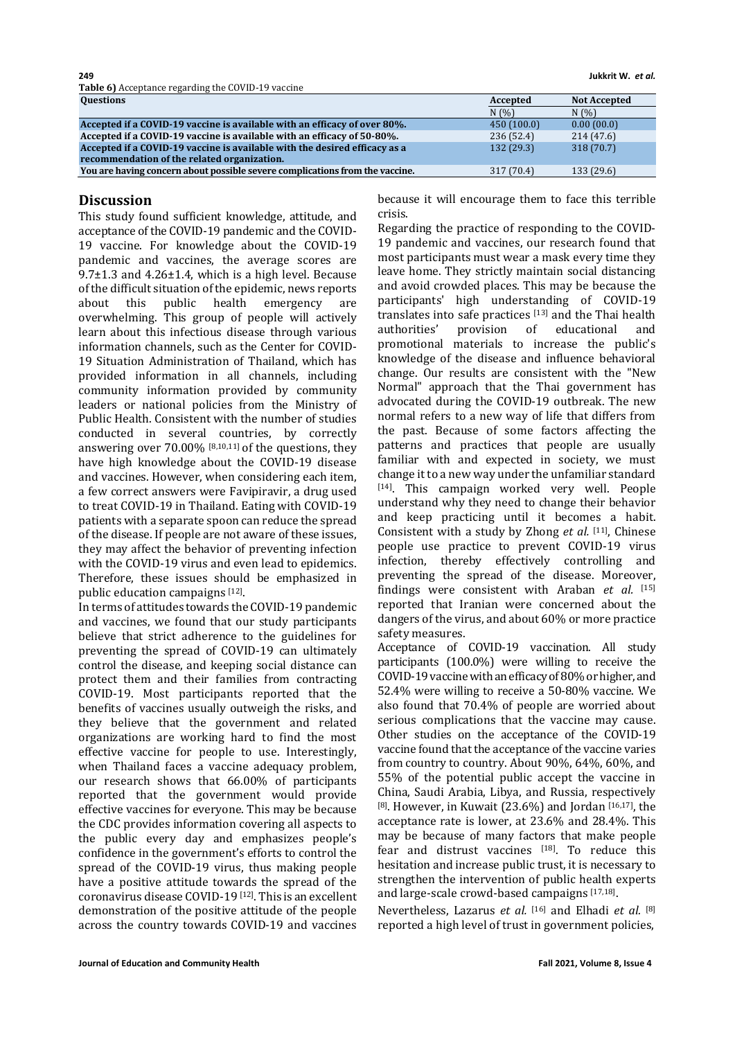**Table 6)** Acceptance regarding the COVID-19 vaccine

| Questions | Accepted | Not Accepted |
|---|---|---|
| | N (%) | N (%) |
| **Accepted if a COVID-19 vaccine is available with an efficacy of over 80%.** | 450 (100.0) | 0.00 (00.0) |
| **Accepted if a COVID-19 vaccine is available with an efficacy of 50-80%.** | 236 (52.4) | 214 (47.6) |
| **Accepted if a COVID-19 vaccine is available with the desired efficacy as a recommendation of the related organization.** | 132 (29.3) | 318 (70.7) |
| **You are having concern about possible severe complications from the vaccine.** | 317 (70.4) | 133 (29.6) |

## Discussion

This study found sufficient knowledge, attitude, and acceptance of the COVID-19 pandemic and the COVID-19 vaccine. For knowledge about the COVID-19 pandemic and vaccines, the average scores are 9.7±1.3 and 4.26±1.4, which is a high level. Because of the difficult situation of the epidemic, news reports about this public health emergency are overwhelming. This group of people will actively learn about this infectious disease through various information channels, such as the Center for COVID-19 Situation Administration of Thailand, which has provided information in all channels, including community information provided by community leaders or national policies from the Ministry of Public Health. Consistent with the number of studies conducted in several countries, by correctly answering over 70.00% [8,10,11] of the questions, they have high knowledge about the COVID-19 disease and vaccines. However, when considering each item, a few correct answers were Favipiravir, a drug used to treat COVID-19 in Thailand. Eating with COVID-19 patients with a separate spoon can reduce the spread of the disease. If people are not aware of these issues, they may affect the behavior of preventing infection with the COVID-19 virus and even lead to epidemics. Therefore, these issues should be emphasized in public education campaigns [12].

In terms of attitudes towards the COVID-19 pandemic and vaccines, we found that our study participants believe that strict adherence to the guidelines for preventing the spread of COVID-19 can ultimately control the disease, and keeping social distance can protect them and their families from contracting COVID-19. Most participants reported that the benefits of vaccines usually outweigh the risks, and they believe that the government and related organizations are working hard to find the most effective vaccine for people to use. Interestingly, when Thailand faces a vaccine adequacy problem, our research shows that 66.00% of participants reported that the government would provide effective vaccines for everyone. This may be because the CDC provides information covering all aspects to the public every day and emphasizes people's confidence in the government's efforts to control the spread of the COVID-19 virus, thus making people have a positive attitude towards the spread of the coronavirus disease COVID-19 [12]. This is an excellent demonstration of the positive attitude of the people across the country towards COVID-19 and vaccines because it will encourage them to face this terrible crisis.

Regarding the practice of responding to the COVID-19 pandemic and vaccines, our research found that most participants must wear a mask every time they leave home. They strictly maintain social distancing and avoid crowded places. This may be because the participants' high understanding of COVID-19 translates into safe practices [13] and the Thai health authorities' provision of educational and promotional materials to increase the public's knowledge of the disease and influence behavioral change. Our results are consistent with the "New Normal" approach that the Thai government has advocated during the COVID-19 outbreak. The new normal refers to a new way of life that differs from the past. Because of some factors affecting the patterns and practices that people are usually familiar with and expected in society, we must change it to a new way under the unfamiliar standard [14]. This campaign worked very well. People understand why they need to change their behavior and keep practicing until it becomes a habit. Consistent with a study by Zhong *et al.* [11], Chinese people use practice to prevent COVID-19 virus infection, thereby effectively controlling and preventing the spread of the disease. Moreover, findings were consistent with Araban *et al.* [15] reported that Iranian were concerned about the dangers of the virus, and about 60% or more practice safety measures.

Acceptance of COVID-19 vaccination. All study participants (100.0%) were willing to receive the COVID-19 vaccine with an efficacy of 80% or higher, and 52.4% were willing to receive a 50-80% vaccine. We also found that 70.4% of people are worried about serious complications that the vaccine may cause. Other studies on the acceptance of the COVID-19 vaccine found that the acceptance of the vaccine varies from country to country. About 90%, 64%, 60%, and 55% of the potential public accept the vaccine in China, Saudi Arabia, Libya, and Russia, respectively [8]. However, in Kuwait (23.6%) and Jordan [16,17], the acceptance rate is lower, at 23.6% and 28.4%. This may be because of many factors that make people fear and distrust vaccines [18]. To reduce this hesitation and increase public trust, it is necessary to strengthen the intervention of public health experts and large-scale crowd-based campaigns [17,18].

Nevertheless, Lazarus *et al.* [16] and Elhadi *et al.* [8] reported a high level of trust in government policies,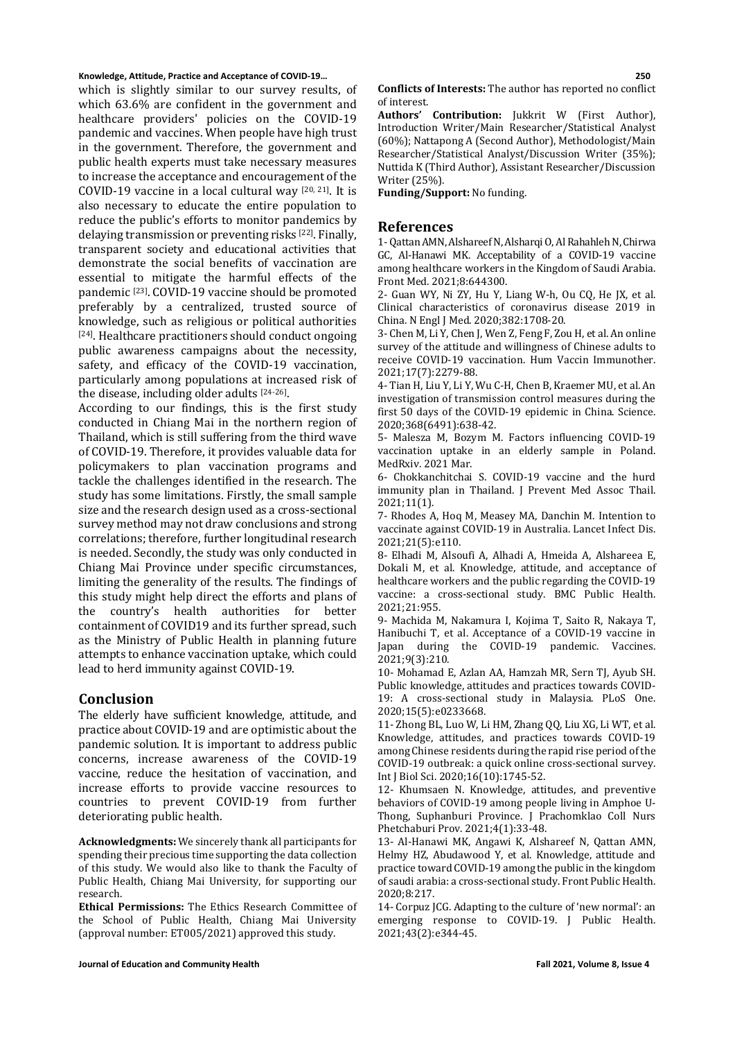which is slightly similar to our survey results, of which 63.6% are confident in the government and healthcare providers' policies on the COVID-19 pandemic and vaccines. When people have high trust in the government. Therefore, the government and public health experts must take necessary measures to increase the acceptance and encouragement of the COVID-19 vaccine in a local cultural way [20, 21]. It is also necessary to educate the entire population to reduce the public's efforts to monitor pandemics by delaying transmission or preventing risks [22]. Finally, transparent society and educational activities that demonstrate the social benefits of vaccination are essential to mitigate the harmful effects of the pandemic [23]. COVID-19 vaccine should be promoted preferably by a centralized, trusted source of knowledge, such as religious or political authorities [24]. Healthcare practitioners should conduct ongoing public awareness campaigns about the necessity, safety, and efficacy of the COVID-19 vaccination, particularly among populations at increased risk of the disease, including older adults [24-26].

According to our findings, this is the first study conducted in Chiang Mai in the northern region of Thailand, which is still suffering from the third wave of COVID-19. Therefore, it provides valuable data for policymakers to plan vaccination programs and tackle the challenges identified in the research. The study has some limitations. Firstly, the small sample size and the research design used as a cross-sectional survey method may not draw conclusions and strong correlations; therefore, further longitudinal research is needed. Secondly, the study was only conducted in Chiang Mai Province under specific circumstances, limiting the generality of the results. The findings of this study might help direct the efforts and plans of the country's health authorities for better containment of COVID19 and its further spread, such as the Ministry of Public Health in planning future attempts to enhance vaccination uptake, which could lead to herd immunity against COVID-19.

## Conclusion

The elderly have sufficient knowledge, attitude, and practice about COVID-19 and are optimistic about the pandemic solution. It is important to address public concerns, increase awareness of the COVID-19 vaccine, reduce the hesitation of vaccination, and increase efforts to provide vaccine resources to countries to prevent COVID-19 from further deteriorating public health.

**Acknowledgments:** We sincerely thank all participants for spending their precious time supporting the data collection of this study. We would also like to thank the Faculty of Public Health, Chiang Mai University, for supporting our research.

**Ethical Permissions:** The Ethics Research Committee of the School of Public Health, Chiang Mai University (approval number: ET005/2021) approved this study.

**Conflicts of Interests:** The author has reported no conflict of interest.

**Authors' Contribution:** Jukkrit W (First Author), Introduction Writer/Main Researcher/Statistical Analyst (60%); Nattapong A (Second Author), Methodologist/Main Researcher/Statistical Analyst/Discussion Writer (35%); Nuttida K (Third Author), Assistant Researcher/Discussion Writer (25%).

**Funding/Support:** No funding.

## References

1- Qattan AMN, Alshareef N, Alsharqi O, Al Rahahleh N, Chirwa GC, Al-Hanawi MK. Acceptability of a COVID-19 vaccine among healthcare workers in the Kingdom of Saudi Arabia. Front Med. 2021;8:644300.

2- Guan WY, Ni ZY, Hu Y, Liang W-h, Ou CQ, He JX, et al. Clinical characteristics of coronavirus disease 2019 in China. N Engl J Med. 2020;382:1708-20.

3- Chen M, Li Y, Chen J, Wen Z, Feng F, Zou H, et al. An online survey of the attitude and willingness of Chinese adults to receive COVID-19 vaccination. Hum Vaccin Immunother. 2021;17(7):2279-88.

4- Tian H, Liu Y, Li Y, Wu C-H, Chen B, Kraemer MU, et al. An investigation of transmission control measures during the first 50 days of the COVID-19 epidemic in China. Science. 2020;368(6491):638-42.

5- Malesza M, Bozym M. Factors influencing COVID-19 vaccination uptake in an elderly sample in Poland. MedRxiv. 2021 Mar.

6- Chokkanchitchai S. COVID-19 vaccine and the hurd immunity plan in Thailand. J Prevent Med Assoc Thail. 2021;11(1).

7- Rhodes A, Hoq M, Measey MA, Danchin M. Intention to vaccinate against COVID-19 in Australia. Lancet Infect Dis. 2021;21(5):e110.

8- Elhadi M, Alsoufi A, Alhadi A, Hmeida A, Alshareea E, Dokali M, et al. Knowledge, attitude, and acceptance of healthcare workers and the public regarding the COVID-19 vaccine: a cross-sectional study. BMC Public Health. 2021;21:955.

9- Machida M, Nakamura I, Kojima T, Saito R, Nakaya T, Hanibuchi T, et al. Acceptance of a COVID-19 vaccine in Japan during the COVID-19 pandemic. Vaccines. 2021;9(3):210.

10- Mohamad E, Azlan AA, Hamzah MR, Sern TJ, Ayub SH. Public knowledge, attitudes and practices towards COVID-19: A cross-sectional study in Malaysia. PLoS One. 2020;15(5):e0233668.

11- Zhong BL, Luo W, Li HM, Zhang QQ, Liu XG, Li WT, et al. Knowledge, attitudes, and practices towards COVID-19 among Chinese residents during the rapid rise period of the COVID-19 outbreak: a quick online cross-sectional survey. Int J Biol Sci. 2020;16(10):1745-52.

12- Khumsaen N. Knowledge, attitudes, and preventive behaviors of COVID-19 among people living in Amphoe U-Thong, Suphanburi Province. J Prachomklao Coll Nurs Phetchaburi Prov. 2021;4(1):33-48.

13- Al-Hanawi MK, Angawi K, Alshareef N, Qattan AMN, Helmy HZ, Abudawood Y, et al. Knowledge, attitude and practice toward COVID-19 among the public in the kingdom of saudi arabia: a cross-sectional study. Front Public Health. 2020;8:217.

14- Corpuz JCG. Adapting to the culture of 'new normal': an emerging response to COVID-19. J Public Health. 2021;43(2):e344-45.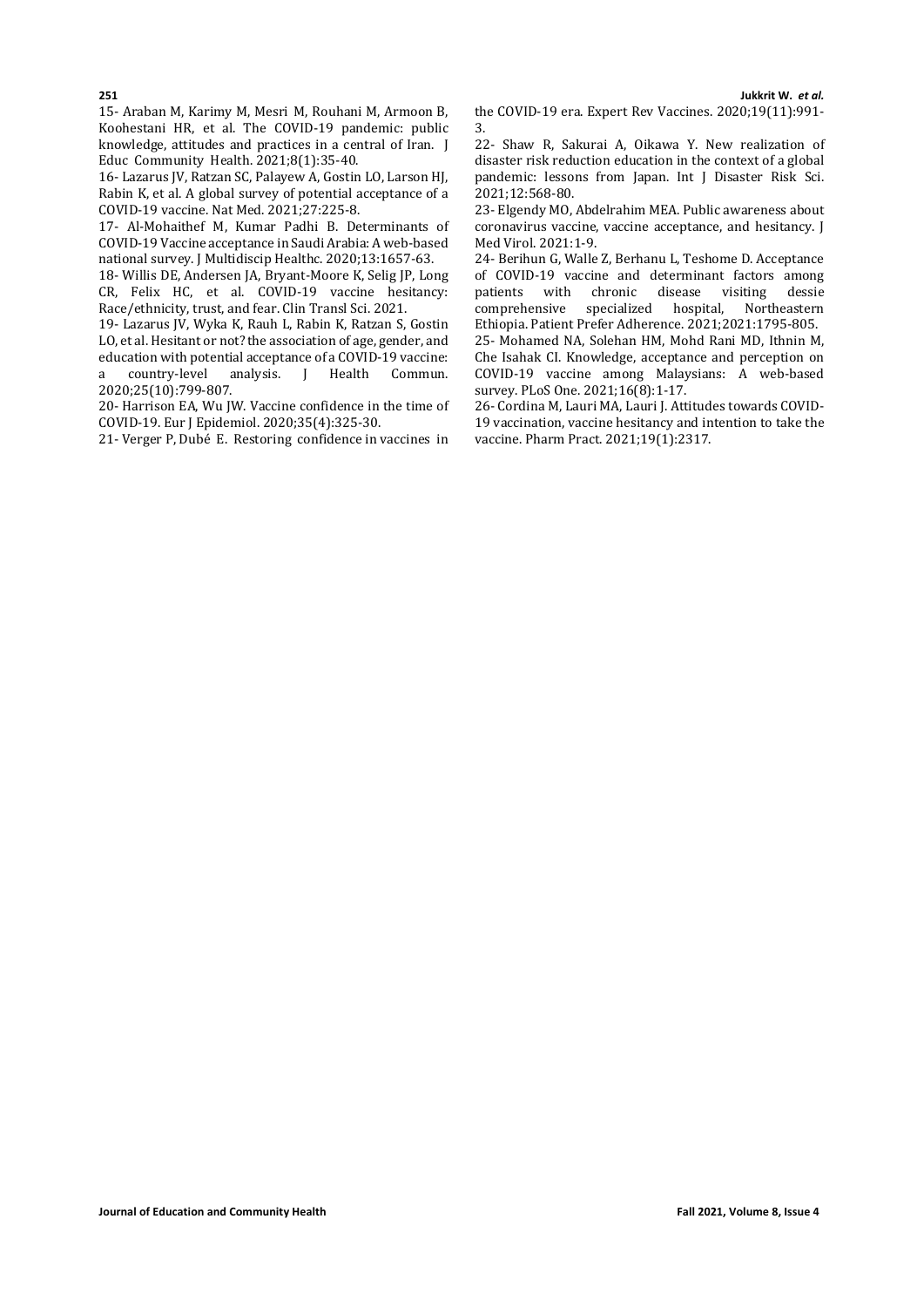15- Araban M, Karimy M, Mesri M, Rouhani M, Armoon B, Koohestani HR, et al. The COVID-19 pandemic: public knowledge, attitudes and practices in a central of Iran. J Educ Community Health. 2021;8(1):35-40.

16- Lazarus JV, Ratzan SC, Palayew A, Gostin LO, Larson HJ, Rabin K, et al. A global survey of potential acceptance of a COVID-19 vaccine. Nat Med. 2021;27:225-8.

17- Al-Mohaithef M, Kumar Padhi B. Determinants of COVID-19 Vaccine acceptance in Saudi Arabia: A web-based national survey. J Multidiscip Healthc. 2020;13:1657-63.

18- Willis DE, Andersen JA, Bryant-Moore K, Selig JP, Long CR, Felix HC, et al. COVID-19 vaccine hesitancy: Race/ethnicity, trust, and fear. Clin Transl Sci. 2021.

19- Lazarus JV, Wyka K, Rauh L, Rabin K, Ratzan S, Gostin LO, et al. Hesitant or not? the association of age, gender, and education with potential acceptance of a COVID-19 vaccine: a country-level analysis. J Health Commun. 2020;25(10):799-807.

20- Harrison EA, Wu JW. Vaccine confidence in the time of COVID-19. Eur J Epidemiol. 2020;35(4):325-30.

21- Verger P, Dubé E. Restoring confidence in vaccines in the COVID-19 era. Expert Rev Vaccines. 2020;19(11):991-3.

22- Shaw R, Sakurai A, Oikawa Y. New realization of disaster risk reduction education in the context of a global pandemic: lessons from Japan. Int J Disaster Risk Sci. 2021;12:568-80.

23- Elgendy MO, Abdelrahim MEA. Public awareness about coronavirus vaccine, vaccine acceptance, and hesitancy. J Med Virol. 2021:1-9.

24- Berihun G, Walle Z, Berhanu L, Teshome D. Acceptance of COVID-19 vaccine and determinant factors among patients with chronic disease visiting dessie comprehensive specialized hospital, Northeastern Ethiopia. Patient Prefer Adherence. 2021;2021:1795-805.

25- Mohamed NA, Solehan HM, Mohd Rani MD, Ithnin M, Che Isahak CI. Knowledge, acceptance and perception on COVID-19 vaccine among Malaysians: A web-based survey. PLoS One. 2021;16(8):1-17.

26- Cordina M, Lauri MA, Lauri J. Attitudes towards COVID-19 vaccination, vaccine hesitancy and intention to take the vaccine. Pharm Pract. 2021;19(1):2317.